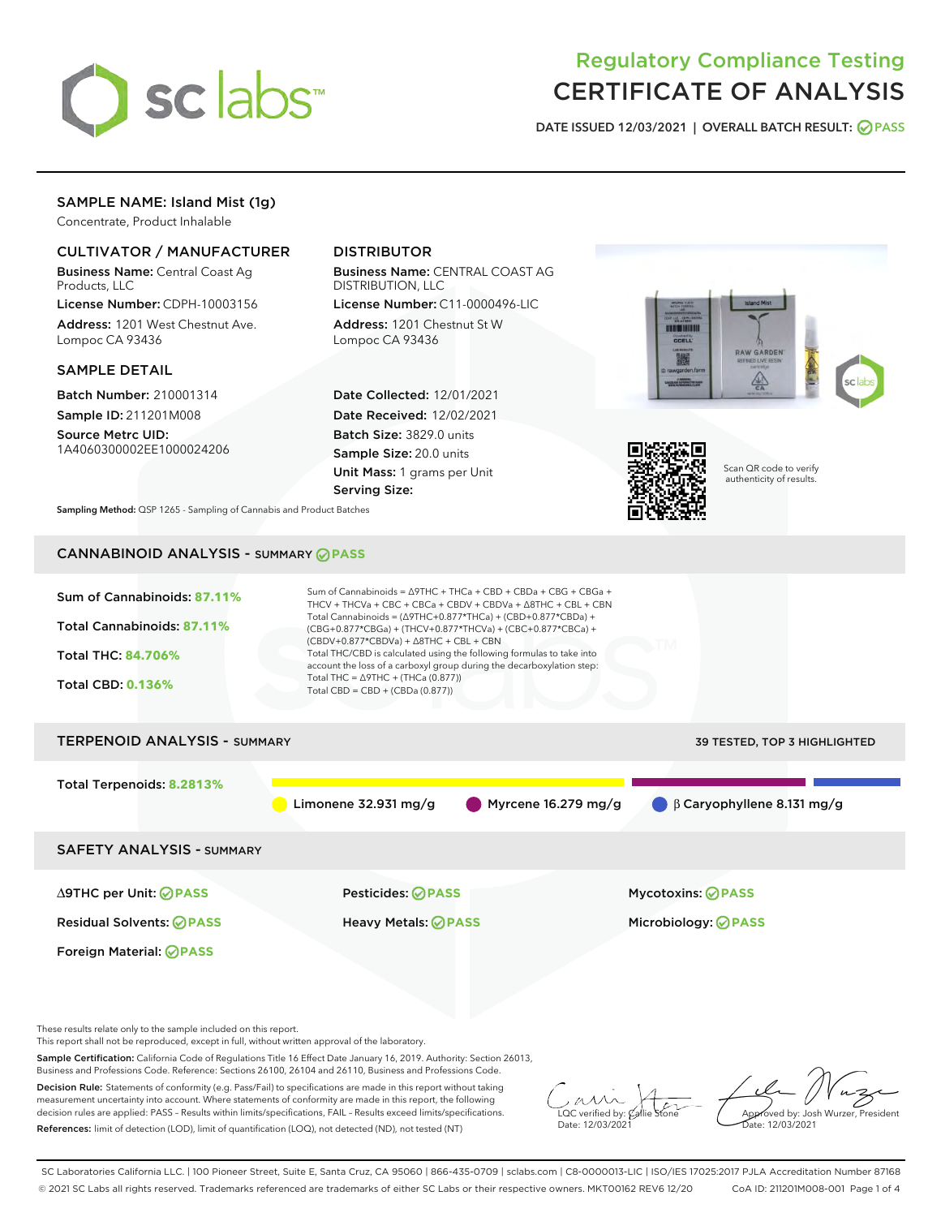# Regulatory Compliance Testing
# CERTIFICATE OF ANALYSIS

DATE ISSUED 12/03/2021 | OVERALL BATCH RESULT: PASS

## SAMPLE NAME: Island Mist (1g)

Concentrate, Product Inhalable

### CULTIVATOR / MANUFACTURER

**Business Name:** Central Coast Ag Products, LLC

**License Number:** CDPH-10003156

**Address:** 1201 West Chestnut Ave. Lompoc CA 93436

### DISTRIBUTOR

**Business Name:** CENTRAL COAST AG DISTRIBUTION, LLC

**License Number:** C11-0000496-LIC

**Address:** 1201 Chestnut St W Lompoc CA 93436

### SAMPLE DETAIL

**Batch Number:** 210001314

**Sample ID:** 211201M008

**Source Metrc UID:** 1A4060300002EE1000024206

**Date Collected:** 12/01/2021

**Date Received:** 12/02/2021

**Batch Size:** 3829.0 units

**Sample Size:** 20.0 units

**Unit Mass:** 1 grams per Unit

**Serving Size:**

Scan QR code to verify authenticity of results.

**Sampling Method:** QSP 1265 - Sampling of Cannabis and Product Batches

## CANNABINOID ANALYSIS - SUMMARY PASS

Sum of Cannabinoids: **87.11%**

Total Cannabinoids: **87.11%**

Total THC: **84.706%**

Total CBD: **0.136%**

Sum of Cannabinoids = Δ9THC + THCa + CBD + CBDa + CBG + CBGa + THCV + THCVa + CBC + CBCa + CBDV + CBDVa + Δ8THC + CBL + CBN

Total Cannabinoids = (Δ9THC+0.877*THCa) + (CBD+0.877*CBDa) + (CBG+0.877*CBGa) + (THCV+0.877*THCVa) + (CBC+0.877*CBCa) + (CBDV+0.877*CBDVa) + Δ8THC + CBL + CBN

Total THC/CBD is calculated using the following formulas to take into account the loss of a carboxyl group during the decarboxylation step:

Total THC = Δ9THC + (THCa (0.877))

Total CBD = CBD + (CBDa (0.877))

## TERPENOID ANALYSIS - SUMMARY

39 TESTED, TOP 3 HIGHLIGHTED

Total Terpenoids: **8.2813%**

Limonene 32.931 mg/g | Myrcene 16.279 mg/g | β Caryophyllene 8.131 mg/g

## SAFETY ANALYSIS - SUMMARY

| | | |
|---|---|---|
| Δ9THC per Unit: PASS | Pesticides: PASS | Mycotoxins: PASS |
| Residual Solvents: PASS | Heavy Metals: PASS | Microbiology: PASS |
| Foreign Material: PASS | | |

These results relate only to the sample included on this report.
This report shall not be reproduced, except in full, without written approval of the laboratory.

**Sample Certification:** California Code of Regulations Title 16 Effect Date January 16, 2019. Authority: Section 26013, Business and Professions Code. Reference: Sections 26100, 26104 and 26110, Business and Professions Code.

**Decision Rule:** Statements of conformity (e.g. Pass/Fail) to specifications are made in this report without taking measurement uncertainty into account. Where statements of conformity are made in this report, the following decision rules are applied: PASS – Results within limits/specifications, FAIL – Results exceed limits/specifications.

**References:** limit of detection (LOD), limit of quantification (LOQ), not detected (ND), not tested (NT)

LQC verified by: Callie Stone
Date: 12/03/2021

Approved by: Josh Wurzer, President
Date: 12/03/2021

SC Laboratories California LLC. | 100 Pioneer Street, Suite E, Santa Cruz, CA 95060 | 866-435-0709 | sclabs.com | C8-0000013-LIC | ISO/IES 17025:2017 PJLA Accreditation Number 87168
© 2021 SC Labs all rights reserved. Trademarks referenced are trademarks of either SC Labs or their respective owners. MKT00162 REV6 12/20 CoA ID: 211201M008-001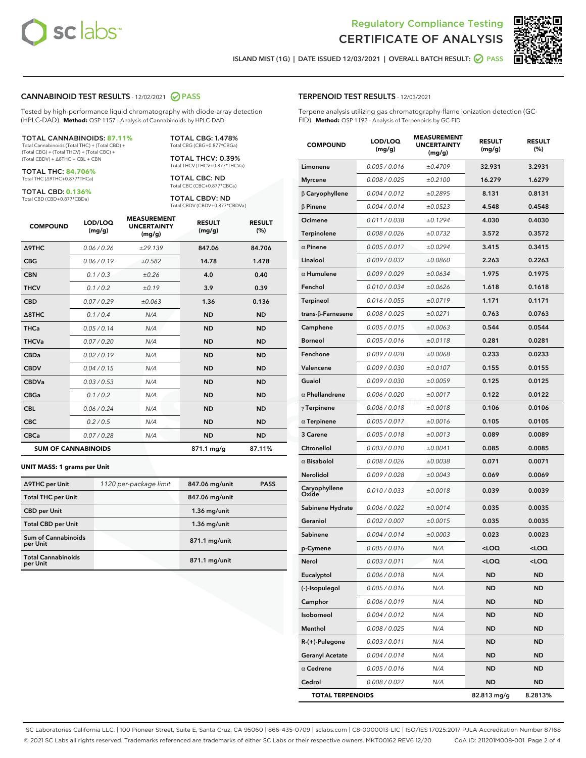# Regulatory Compliance Testing
# CERTIFICATE OF ANALYSIS

ISLAND MIST (1G) | DATE ISSUED 12/03/2021 | OVERALL BATCH RESULT: PASS

## CANNABINOID TEST RESULTS - 12/02/2021 PASS

Tested by high-performance liquid chromatography with diode-array detection (HPLC-DAD). **Method:** QSP 1157 - Analysis of Cannabinoids by HPLC-DAD

**TOTAL CANNABINOIDS: 87.11%**
Total Cannabinoids (Total THC) + (Total CBD) + (Total CBG) + (Total THCV) + (Total CBC) + (Total CBDV) + Δ8THC + CBL + CBN

**TOTAL THC: 84.706%**
Total THC (Δ9THC+0.877*THCa)

**TOTAL CBD: 0.136%**
Total CBD (CBD+0.877*CBDa)

**TOTAL CBG: 1.478%**
Total CBG (CBG+0.877*CBGa)

**TOTAL THCV: 0.39%**
Total THCV (THCV+0.877*THCVa)

**TOTAL CBC: ND**
Total CBC (CBC+0.877*CBCa)

**TOTAL CBDV: ND**
Total CBDV (CBDV+0.877*CBDVa)

| COMPOUND | LOD/LOQ (mg/g) | MEASUREMENT UNCERTAINTY (mg/g) | RESULT (mg/g) | RESULT (%) |
|---|---|---|---|---|
| Δ9THC | 0.06 / 0.26 | ±29.139 | 847.06 | 84.706 |
| CBG | 0.06 / 0.19 | ±0.582 | 14.78 | 1.478 |
| CBN | 0.1 / 0.3 | ±0.26 | 4.0 | 0.40 |
| THCV | 0.1 / 0.2 | ±0.19 | 3.9 | 0.39 |
| CBD | 0.07 / 0.29 | ±0.063 | 1.36 | 0.136 |
| Δ8THC | 0.1 / 0.4 | N/A | ND | ND |
| THCa | 0.05 / 0.14 | N/A | ND | ND |
| THCVa | 0.07 / 0.20 | N/A | ND | ND |
| CBDa | 0.02 / 0.19 | N/A | ND | ND |
| CBDV | 0.04 / 0.15 | N/A | ND | ND |
| CBDVa | 0.03 / 0.53 | N/A | ND | ND |
| CBGa | 0.1 / 0.2 | N/A | ND | ND |
| CBL | 0.06 / 0.24 | N/A | ND | ND |
| CBC | 0.2 / 0.5 | N/A | ND | ND |
| CBCa | 0.07 / 0.28 | N/A | ND | ND |
| **SUM OF CANNABINOIDS** | | | 871.1 mg/g | 87.11% |

### UNIT MASS: 1 grams per Unit

| | | | |
|---|---|---|---|
| Δ9THC per Unit | 1120 per-package limit | 847.06 mg/unit | PASS |
| Total THC per Unit | | 847.06 mg/unit | |
| CBD per Unit | | 1.36 mg/unit | |
| Total CBD per Unit | | 1.36 mg/unit | |
| Sum of Cannabinoids per Unit | | 871.1 mg/unit | |
| Total Cannabinoids per Unit | | 871.1 mg/unit | |

## TERPENOID TEST RESULTS - 12/03/2021

Terpene analysis utilizing gas chromatography-flame ionization detection (GC-FID). **Method:** QSP 1192 - Analysis of Terpenoids by GC-FID

| COMPOUND | LOD/LOQ (mg/g) | MEASUREMENT UNCERTAINTY (mg/g) | RESULT (mg/g) | RESULT (%) |
|---|---|---|---|---|
| Limonene | 0.005 / 0.016 | ±0.4709 | 32.931 | 3.2931 |
| Myrcene | 0.008 / 0.025 | ±0.2100 | 16.279 | 1.6279 |
| β Caryophyllene | 0.004 / 0.012 | ±0.2895 | 8.131 | 0.8131 |
| β Pinene | 0.004 / 0.014 | ±0.0523 | 4.548 | 0.4548 |
| Ocimene | 0.011 / 0.038 | ±0.1294 | 4.030 | 0.4030 |
| Terpinolene | 0.008 / 0.026 | ±0.0732 | 3.572 | 0.3572 |
| α Pinene | 0.005 / 0.017 | ±0.0294 | 3.415 | 0.3415 |
| Linalool | 0.009 / 0.032 | ±0.0860 | 2.263 | 0.2263 |
| α Humulene | 0.009 / 0.029 | ±0.0634 | 1.975 | 0.1975 |
| Fenchol | 0.010 / 0.034 | ±0.0626 | 1.618 | 0.1618 |
| Terpineol | 0.016 / 0.055 | ±0.0719 | 1.171 | 0.1171 |
| trans-β-Farnesene | 0.008 / 0.025 | ±0.0271 | 0.763 | 0.0763 |
| Camphene | 0.005 / 0.015 | ±0.0063 | 0.544 | 0.0544 |
| Borneol | 0.005 / 0.016 | ±0.0118 | 0.281 | 0.0281 |
| Fenchone | 0.009 / 0.028 | ±0.0068 | 0.233 | 0.0233 |
| Valencene | 0.009 / 0.030 | ±0.0107 | 0.155 | 0.0155 |
| Guaiol | 0.009 / 0.030 | ±0.0059 | 0.125 | 0.0125 |
| α Phellandrene | 0.006 / 0.020 | ±0.0017 | 0.122 | 0.0122 |
| γ Terpinene | 0.006 / 0.018 | ±0.0018 | 0.106 | 0.0106 |
| α Terpinene | 0.005 / 0.017 | ±0.0016 | 0.105 | 0.0105 |
| 3 Carene | 0.005 / 0.018 | ±0.0013 | 0.089 | 0.0089 |
| Citronellol | 0.003 / 0.010 | ±0.0041 | 0.085 | 0.0085 |
| α Bisabolol | 0.008 / 0.026 | ±0.0038 | 0.071 | 0.0071 |
| Nerolidol | 0.009 / 0.028 | ±0.0043 | 0.069 | 0.0069 |
| Caryophyllene Oxide | 0.010 / 0.033 | ±0.0018 | 0.039 | 0.0039 |
| Sabinene Hydrate | 0.006 / 0.022 | ±0.0014 | 0.035 | 0.0035 |
| Geraniol | 0.002 / 0.007 | ±0.0015 | 0.035 | 0.0035 |
| Sabinene | 0.004 / 0.014 | ±0.0003 | 0.023 | 0.0023 |
| p-Cymene | 0.005 / 0.016 | N/A | <LOQ | <LOQ |
| Nerol | 0.003 / 0.011 | N/A | <LOQ | <LOQ |
| Eucalyptol | 0.006 / 0.018 | N/A | ND | ND |
| (-)-Isopulegol | 0.005 / 0.016 | N/A | ND | ND |
| Camphor | 0.006 / 0.019 | N/A | ND | ND |
| Isoborneol | 0.004 / 0.012 | N/A | ND | ND |
| Menthol | 0.008 / 0.025 | N/A | ND | ND |
| R-(+)-Pulegone | 0.003 / 0.011 | N/A | ND | ND |
| Geranyl Acetate | 0.004 / 0.014 | N/A | ND | ND |
| α Cedrene | 0.005 / 0.016 | N/A | ND | ND |
| Cedrol | 0.008 / 0.027 | N/A | ND | ND |
| **TOTAL TERPENOIDS** | | | 82.813 mg/g | 8.2813% |

SC Laboratories California LLC. | 100 Pioneer Street, Suite E, Santa Cruz, CA 95060 | 866-435-0709 | sclabs.com | C8-0000013-LIC | ISO/IES 17025:2017 PJLA Accreditation Number 87168
© 2021 SC Labs all rights reserved. Trademarks referenced are trademarks of either SC Labs or their respective owners. MKT00162 REV6 12/20 CoA ID: 211201M008-001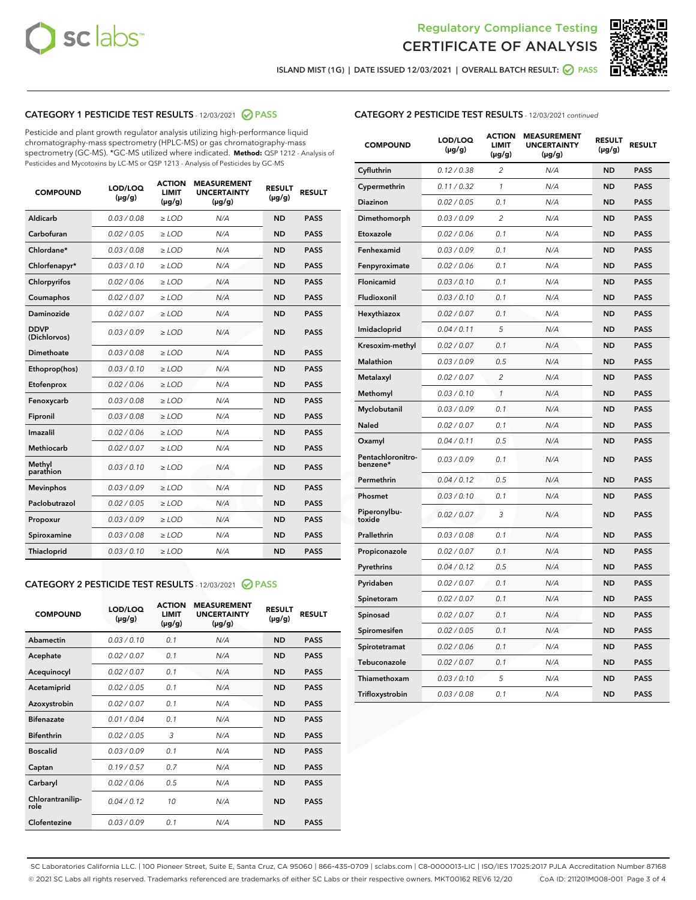Regulatory Compliance Testing

# CERTIFICATE OF ANALYSIS

ISLAND MIST (1G) | DATE ISSUED 12/03/2021 | OVERALL BATCH RESULT: PASS

## CATEGORY 1 PESTICIDE TEST RESULTS - 12/03/2021 PASS

Pesticide and plant growth regulator analysis utilizing high-performance liquid chromatography-mass spectrometry (HPLC-MS) or gas chromatography-mass spectrometry (GC-MS). *GC-MS utilized where indicated. **Method:** QSP 1212 - Analysis of Pesticides and Mycotoxins by LC-MS or QSP 1213 - Analysis of Pesticides by GC-MS

| COMPOUND | LOD/LOQ (µg/g) | ACTION LIMIT (µg/g) | MEASUREMENT UNCERTAINTY (µg/g) | RESULT (µg/g) | RESULT |
|---|---|---|---|---|---|
| Aldicarb | 0.03 / 0.08 | ≥ LOD | N/A | ND | PASS |
| Carbofuran | 0.02 / 0.05 | ≥ LOD | N/A | ND | PASS |
| Chlordane* | 0.03 / 0.08 | ≥ LOD | N/A | ND | PASS |
| Chlorfenapyr* | 0.03 / 0.10 | ≥ LOD | N/A | ND | PASS |
| Chlorpyrifos | 0.02 / 0.06 | ≥ LOD | N/A | ND | PASS |
| Coumaphos | 0.02 / 0.07 | ≥ LOD | N/A | ND | PASS |
| Daminozide | 0.02 / 0.07 | ≥ LOD | N/A | ND | PASS |
| DDVP (Dichlorvos) | 0.03 / 0.09 | ≥ LOD | N/A | ND | PASS |
| Dimethoate | 0.03 / 0.08 | ≥ LOD | N/A | ND | PASS |
| Ethoprop(hos) | 0.03 / 0.10 | ≥ LOD | N/A | ND | PASS |
| Etofenprox | 0.02 / 0.06 | ≥ LOD | N/A | ND | PASS |
| Fenoxycarb | 0.03 / 0.08 | ≥ LOD | N/A | ND | PASS |
| Fipronil | 0.03 / 0.08 | ≥ LOD | N/A | ND | PASS |
| Imazalil | 0.02 / 0.06 | ≥ LOD | N/A | ND | PASS |
| Methiocarb | 0.02 / 0.07 | ≥ LOD | N/A | ND | PASS |
| Methyl parathion | 0.03 / 0.10 | ≥ LOD | N/A | ND | PASS |
| Mevinphos | 0.03 / 0.09 | ≥ LOD | N/A | ND | PASS |
| Paclobutrazol | 0.02 / 0.05 | ≥ LOD | N/A | ND | PASS |
| Propoxur | 0.03 / 0.09 | ≥ LOD | N/A | ND | PASS |
| Spiroxamine | 0.03 / 0.08 | ≥ LOD | N/A | ND | PASS |
| Thiacloprid | 0.03 / 0.10 | ≥ LOD | N/A | ND | PASS |

## CATEGORY 2 PESTICIDE TEST RESULTS - 12/03/2021 PASS

| COMPOUND | LOD/LOQ (µg/g) | ACTION LIMIT (µg/g) | MEASUREMENT UNCERTAINTY (µg/g) | RESULT (µg/g) | RESULT |
|---|---|---|---|---|---|
| Abamectin | 0.03 / 0.10 | 0.1 | N/A | ND | PASS |
| Acephate | 0.02 / 0.07 | 0.1 | N/A | ND | PASS |
| Acequinocyl | 0.02 / 0.07 | 0.1 | N/A | ND | PASS |
| Acetamiprid | 0.02 / 0.05 | 0.1 | N/A | ND | PASS |
| Azoxystrobin | 0.02 / 0.07 | 0.1 | N/A | ND | PASS |
| Bifenazate | 0.01 / 0.04 | 0.1 | N/A | ND | PASS |
| Bifenthrin | 0.02 / 0.05 | 3 | N/A | ND | PASS |
| Boscalid | 0.03 / 0.09 | 0.1 | N/A | ND | PASS |
| Captan | 0.19 / 0.57 | 0.7 | N/A | ND | PASS |
| Carbaryl | 0.02 / 0.06 | 0.5 | N/A | ND | PASS |
| Chlorantraniliprole | 0.04 / 0.12 | 10 | N/A | ND | PASS |
| Clofentezine | 0.03 / 0.09 | 0.1 | N/A | ND | PASS |
| Cyfluthrin | 0.12 / 0.38 | 2 | N/A | ND | PASS |
| Cypermethrin | 0.11 / 0.32 | 1 | N/A | ND | PASS |
| Diazinon | 0.02 / 0.05 | 0.1 | N/A | ND | PASS |
| Dimethomorph | 0.03 / 0.09 | 2 | N/A | ND | PASS |
| Etoxazole | 0.02 / 0.06 | 0.1 | N/A | ND | PASS |
| Fenhexamid | 0.03 / 0.09 | 0.1 | N/A | ND | PASS |
| Fenpyroximate | 0.02 / 0.06 | 0.1 | N/A | ND | PASS |
| Flonicamid | 0.03 / 0.10 | 0.1 | N/A | ND | PASS |
| Fludioxonil | 0.03 / 0.10 | 0.1 | N/A | ND | PASS |
| Hexythiazox | 0.02 / 0.07 | 0.1 | N/A | ND | PASS |
| Imidacloprid | 0.04 / 0.11 | 5 | N/A | ND | PASS |
| Kresoxim-methyl | 0.02 / 0.07 | 0.1 | N/A | ND | PASS |
| Malathion | 0.03 / 0.09 | 0.5 | N/A | ND | PASS |
| Metalaxyl | 0.02 / 0.07 | 2 | N/A | ND | PASS |
| Methomyl | 0.03 / 0.10 | 1 | N/A | ND | PASS |
| Myclobutanil | 0.03 / 0.09 | 0.1 | N/A | ND | PASS |
| Naled | 0.02 / 0.07 | 0.1 | N/A | ND | PASS |
| Oxamyl | 0.04 / 0.11 | 0.5 | N/A | ND | PASS |
| Pentachloronitrobenzene* | 0.03 / 0.09 | 0.1 | N/A | ND | PASS |
| Permethrin | 0.04 / 0.12 | 0.5 | N/A | ND | PASS |
| Phosmet | 0.03 / 0.10 | 0.1 | N/A | ND | PASS |
| Piperonylbutoxide | 0.02 / 0.07 | 3 | N/A | ND | PASS |
| Prallethrin | 0.03 / 0.08 | 0.1 | N/A | ND | PASS |
| Propiconazole | 0.02 / 0.07 | 0.1 | N/A | ND | PASS |
| Pyrethrins | 0.04 / 0.12 | 0.5 | N/A | ND | PASS |
| Pyridaben | 0.02 / 0.07 | 0.1 | N/A | ND | PASS |
| Spinetoram | 0.02 / 0.07 | 0.1 | N/A | ND | PASS |
| Spinosad | 0.02 / 0.07 | 0.1 | N/A | ND | PASS |
| Spiromesifen | 0.02 / 0.05 | 0.1 | N/A | ND | PASS |
| Spirotetramat | 0.02 / 0.06 | 0.1 | N/A | ND | PASS |
| Tebuconazole | 0.02 / 0.07 | 0.1 | N/A | ND | PASS |
| Thiamethoxam | 0.03 / 0.10 | 5 | N/A | ND | PASS |
| Trifloxystrobin | 0.03 / 0.08 | 0.1 | N/A | ND | PASS |

SC Laboratories California LLC. | 100 Pioneer Street, Suite E, Santa Cruz, CA 95060 | 866-435-0709 | sclabs.com | C8-0000013-LIC | ISO/IES 17025:2017 PJLA Accreditation Number 87168
© 2021 SC Labs all rights reserved. Trademarks referenced are trademarks of either SC Labs or their respective owners. MKT00162 REV6 12/20 CoA ID: 211201M008-001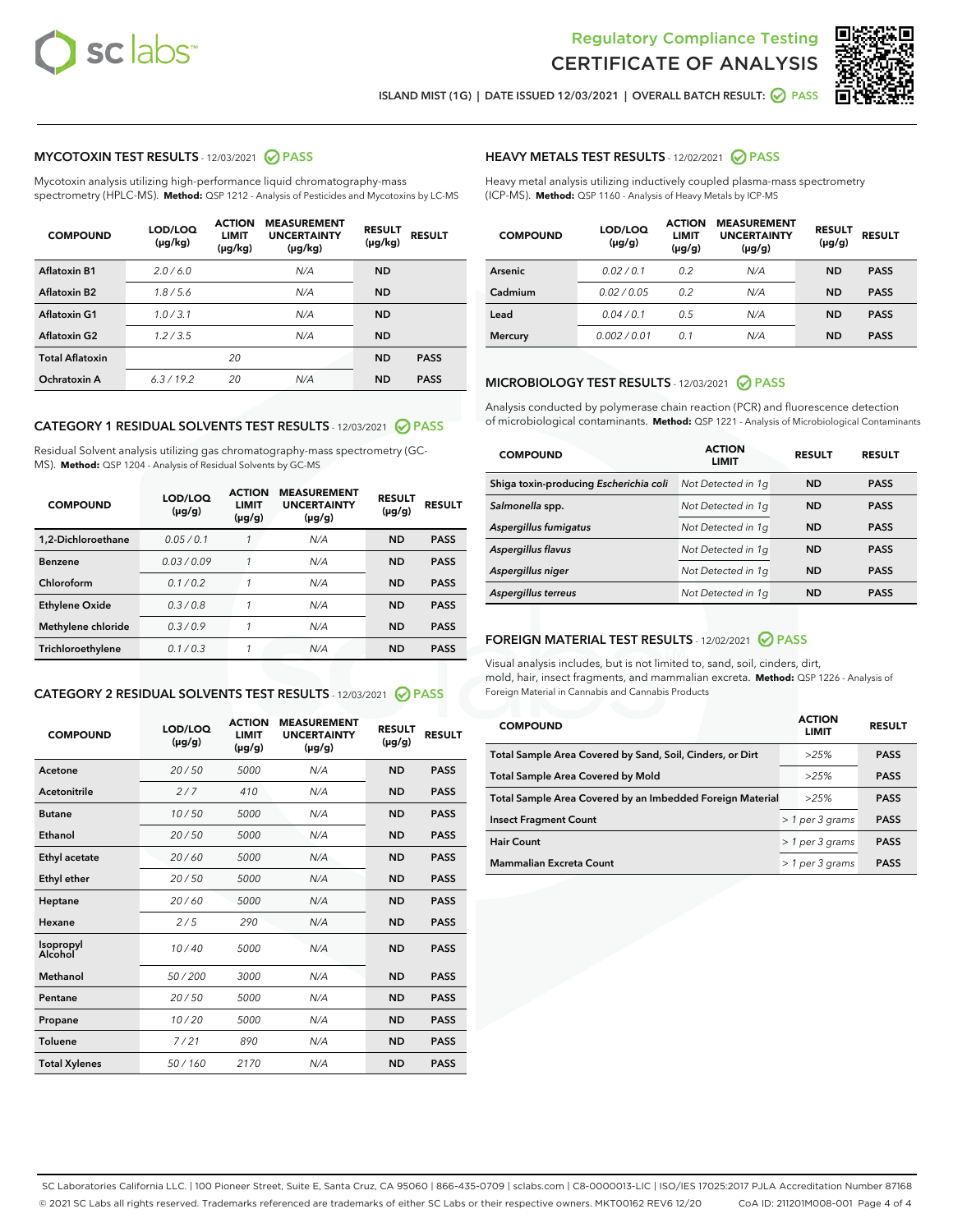Regulatory Compliance Testing

# CERTIFICATE OF ANALYSIS

ISLAND MIST (1G) | DATE ISSUED 12/03/2021 | OVERALL BATCH RESULT: PASS

## MYCOTOXIN TEST RESULTS - 12/03/2021 PASS

Mycotoxin analysis utilizing high-performance liquid chromatography-mass spectrometry (HPLC-MS). **Method:** QSP 1212 - Analysis of Pesticides and Mycotoxins by LC-MS

| COMPOUND | LOD/LOQ (µg/kg) | ACTION LIMIT (µg/kg) | MEASUREMENT UNCERTAINTY (µg/kg) | RESULT (µg/kg) | RESULT |
|---|---|---|---|---|---|
| Aflatoxin B1 | 2.0 / 6.0 | | N/A | ND | |
| Aflatoxin B2 | 1.8 / 5.6 | | N/A | ND | |
| Aflatoxin G1 | 1.0 / 3.1 | | N/A | ND | |
| Aflatoxin G2 | 1.2 / 3.5 | | N/A | ND | |
| Total Aflatoxin | | 20 | | ND | PASS |
| Ochratoxin A | 6.3 / 19.2 | 20 | N/A | ND | PASS |

## CATEGORY 1 RESIDUAL SOLVENTS TEST RESULTS - 12/03/2021 PASS

Residual Solvent analysis utilizing gas chromatography-mass spectrometry (GC-MS). **Method:** QSP 1204 - Analysis of Residual Solvents by GC-MS

| COMPOUND | LOD/LOQ (µg/g) | ACTION LIMIT (µg/g) | MEASUREMENT UNCERTAINTY (µg/g) | RESULT (µg/g) | RESULT |
|---|---|---|---|---|---|
| 1,2-Dichloroethane | 0.05 / 0.1 | 1 | N/A | ND | PASS |
| Benzene | 0.03 / 0.09 | 1 | N/A | ND | PASS |
| Chloroform | 0.1 / 0.2 | 1 | N/A | ND | PASS |
| Ethylene Oxide | 0.3 / 0.8 | 1 | N/A | ND | PASS |
| Methylene chloride | 0.3 / 0.9 | 1 | N/A | ND | PASS |
| Trichloroethylene | 0.1 / 0.3 | 1 | N/A | ND | PASS |

## CATEGORY 2 RESIDUAL SOLVENTS TEST RESULTS - 12/03/2021 PASS

| COMPOUND | LOD/LOQ (µg/g) | ACTION LIMIT (µg/g) | MEASUREMENT UNCERTAINTY (µg/g) | RESULT (µg/g) | RESULT |
|---|---|---|---|---|---|
| Acetone | 20 / 50 | 5000 | N/A | ND | PASS |
| Acetonitrile | 2 / 7 | 410 | N/A | ND | PASS |
| Butane | 10 / 50 | 5000 | N/A | ND | PASS |
| Ethanol | 20 / 50 | 5000 | N/A | ND | PASS |
| Ethyl acetate | 20 / 60 | 5000 | N/A | ND | PASS |
| Ethyl ether | 20 / 50 | 5000 | N/A | ND | PASS |
| Heptane | 20 / 60 | 5000 | N/A | ND | PASS |
| Hexane | 2 / 5 | 290 | N/A | ND | PASS |
| Isopropyl Alcohol | 10 / 40 | 5000 | N/A | ND | PASS |
| Methanol | 50 / 200 | 3000 | N/A | ND | PASS |
| Pentane | 20 / 50 | 5000 | N/A | ND | PASS |
| Propane | 10 / 20 | 5000 | N/A | ND | PASS |
| Toluene | 7 / 21 | 890 | N/A | ND | PASS |
| Total Xylenes | 50 / 160 | 2170 | N/A | ND | PASS |

## HEAVY METALS TEST RESULTS - 12/02/2021 PASS

Heavy metal analysis utilizing inductively coupled plasma-mass spectrometry (ICP-MS). **Method:** QSP 1160 - Analysis of Heavy Metals by ICP-MS

| COMPOUND | LOD/LOQ (µg/g) | ACTION LIMIT (µg/g) | MEASUREMENT UNCERTAINTY (µg/g) | RESULT (µg/g) | RESULT |
|---|---|---|---|---|---|
| Arsenic | 0.02 / 0.1 | 0.2 | N/A | ND | PASS |
| Cadmium | 0.02 / 0.05 | 0.2 | N/A | ND | PASS |
| Lead | 0.04 / 0.1 | 0.5 | N/A | ND | PASS |
| Mercury | 0.002 / 0.01 | 0.1 | N/A | ND | PASS |

## MICROBIOLOGY TEST RESULTS - 12/03/2021 PASS

Analysis conducted by polymerase chain reaction (PCR) and fluorescence detection of microbiological contaminants. **Method:** QSP 1221 - Analysis of Microbiological Contaminants

| COMPOUND | ACTION LIMIT | RESULT | RESULT |
|---|---|---|---|
| Shiga toxin-producing *Escherichia coli* | Not Detected in 1g | ND | PASS |
| *Salmonella* spp. | Not Detected in 1g | ND | PASS |
| *Aspergillus fumigatus* | Not Detected in 1g | ND | PASS |
| *Aspergillus flavus* | Not Detected in 1g | ND | PASS |
| *Aspergillus niger* | Not Detected in 1g | ND | PASS |
| *Aspergillus terreus* | Not Detected in 1g | ND | PASS |

## FOREIGN MATERIAL TEST RESULTS - 12/02/2021 PASS

Visual analysis includes, but is not limited to, sand, soil, cinders, dirt, mold, hair, insect fragments, and mammalian excreta. **Method:** QSP 1226 - Analysis of Foreign Material in Cannabis and Cannabis Products

| COMPOUND | ACTION LIMIT | RESULT |
|---|---|---|
| Total Sample Area Covered by Sand, Soil, Cinders, or Dirt | >25% | PASS |
| Total Sample Area Covered by Mold | >25% | PASS |
| Total Sample Area Covered by an Imbedded Foreign Material | >25% | PASS |
| Insect Fragment Count | > 1 per 3 grams | PASS |
| Hair Count | > 1 per 3 grams | PASS |
| Mammalian Excreta Count | > 1 per 3 grams | PASS |

SC Laboratories California LLC. | 100 Pioneer Street, Suite E, Santa Cruz, CA 95060 | 866-435-0709 | sclabs.com | C8-0000013-LIC | ISO/IES 17025:2017 PJLA Accreditation Number 87168
© 2021 SC Labs all rights reserved. Trademarks referenced are trademarks of either SC Labs or their respective owners. MKT00162 REV6 12/20 CoA ID: 211201M008-001